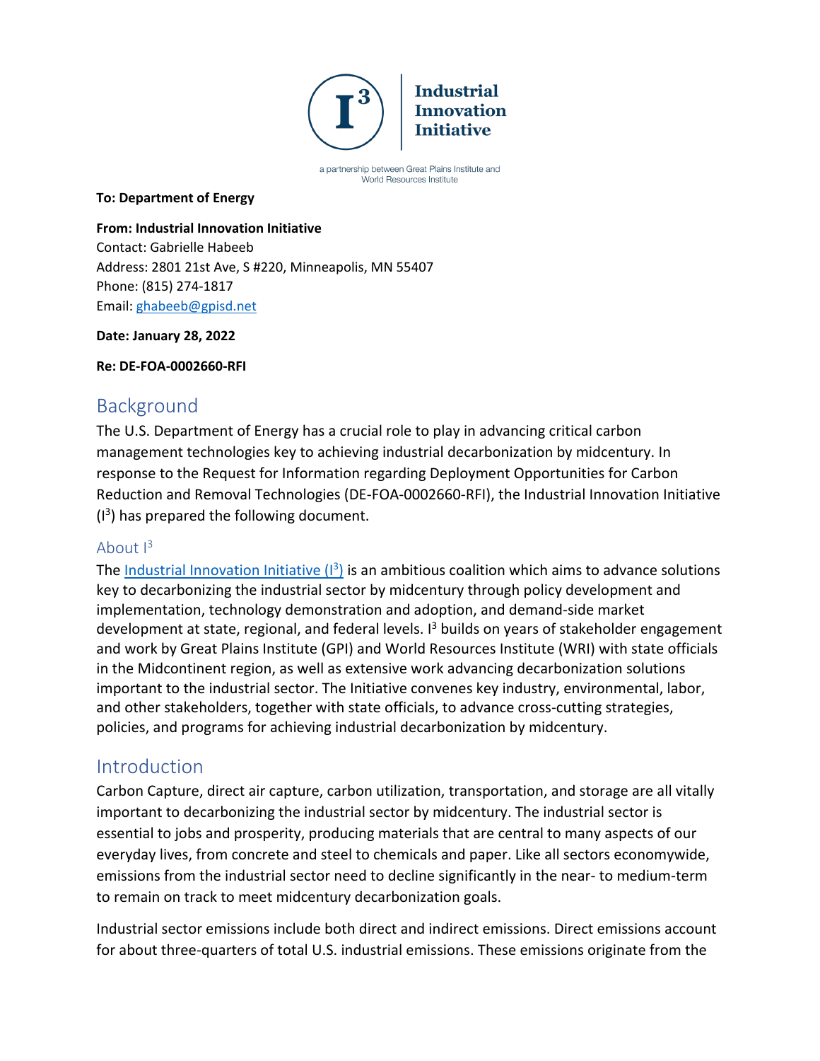**Industrial Innovation Initiative**

a partnership between Great Plains Institute and World Resources Institute

**To: Department of Energy**

**From: Industrial Innovation Initiative**
Contact: Gabrielle Habeeb
Address: 2801 21st Ave, S #220, Minneapolis, MN 55407
Phone: (815) 274-1817
Email: ghabeeb@gpisd.net

**Date: January 28, 2022**

**Re: DE-FOA-0002660-RFI**

# Background

The U.S. Department of Energy has a crucial role to play in advancing critical carbon management technologies key to achieving industrial decarbonization by midcentury. In response to the Request for Information regarding Deployment Opportunities for Carbon Reduction and Removal Technologies (DE-FOA-0002660-RFI), the Industrial Innovation Initiative ($I^3$) has prepared the following document.

## About $I^3$

The Industrial Innovation Initiative ($I^3$) is an ambitious coalition which aims to advance solutions key to decarbonizing the industrial sector by midcentury through policy development and implementation, technology demonstration and adoption, and demand-side market development at state, regional, and federal levels. $I^3$ builds on years of stakeholder engagement and work by Great Plains Institute (GPI) and World Resources Institute (WRI) with state officials in the Midcontinent region, as well as extensive work advancing decarbonization solutions important to the industrial sector. The Initiative convenes key industry, environmental, labor, and other stakeholders, together with state officials, to advance cross-cutting strategies, policies, and programs for achieving industrial decarbonization by midcentury.

# Introduction

Carbon Capture, direct air capture, carbon utilization, transportation, and storage are all vitally important to decarbonizing the industrial sector by midcentury. The industrial sector is essential to jobs and prosperity, producing materials that are central to many aspects of our everyday lives, from concrete and steel to chemicals and paper. Like all sectors economywide, emissions from the industrial sector need to decline significantly in the near- to medium-term to remain on track to meet midcentury decarbonization goals.

Industrial sector emissions include both direct and indirect emissions. Direct emissions account for about three-quarters of total U.S. industrial emissions. These emissions originate from the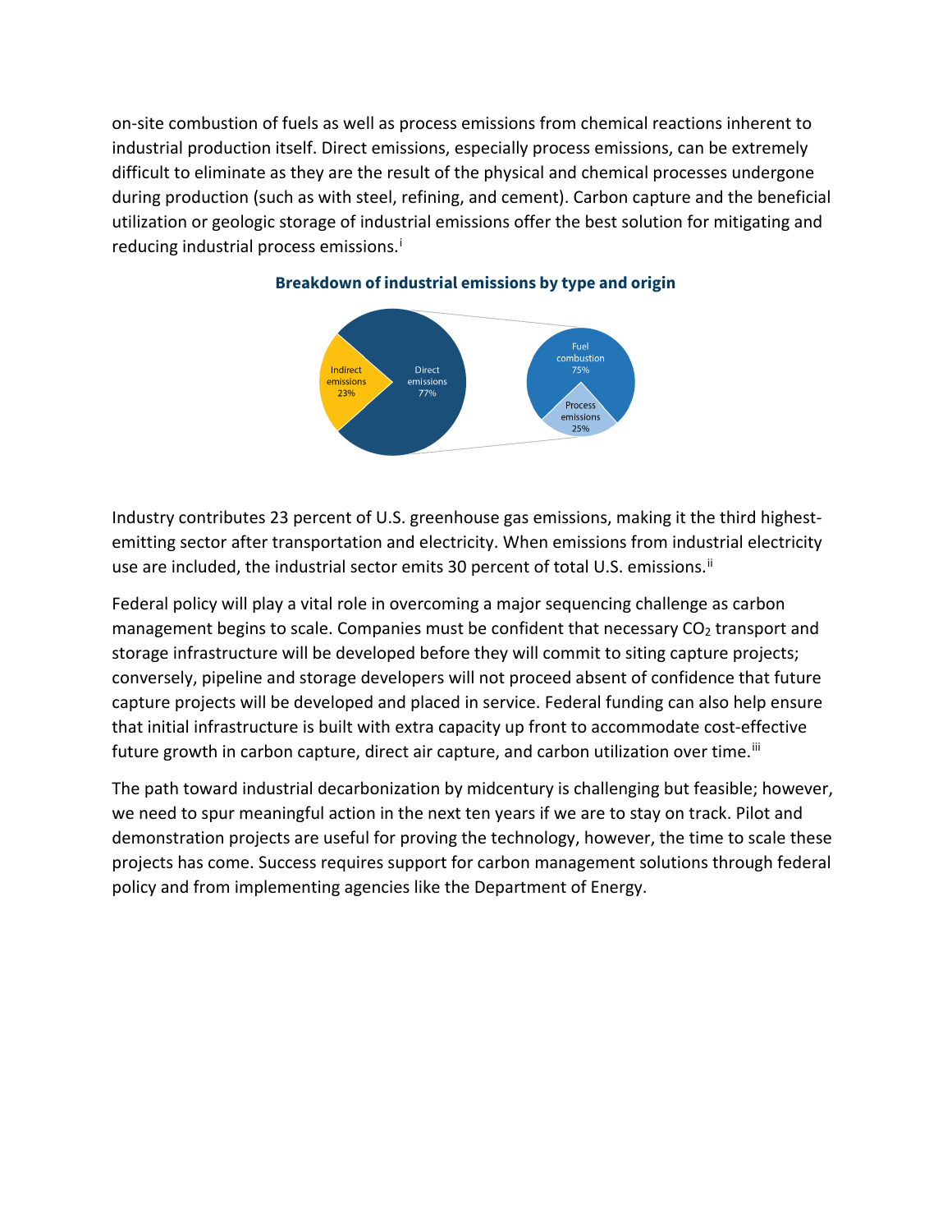on-site combustion of fuels as well as process emissions from chemical reactions inherent to industrial production itself. Direct emissions, especially process emissions, can be extremely difficult to eliminate as they are the result of the physical and chemical processes undergone during production (such as with steel, refining, and cement). Carbon capture and the beneficial utilization or geologic storage of industrial emissions offer the best solution for mitigating and reducing industrial process emissions.[i]

**Breakdown of industrial emissions by type and origin**

Indirect emissions 23%

Direct emissions 77%

Fuel combustion 75%

Process emissions 25%

Industry contributes 23 percent of U.S. greenhouse gas emissions, making it the third highest-emitting sector after transportation and electricity. When emissions from industrial electricity use are included, the industrial sector emits 30 percent of total U.S. emissions.[ii]

Federal policy will play a vital role in overcoming a major sequencing challenge as carbon management begins to scale. Companies must be confident that necessary $CO_2$ transport and storage infrastructure will be developed before they will commit to siting capture projects; conversely, pipeline and storage developers will not proceed absent of confidence that future capture projects will be developed and placed in service. Federal funding can also help ensure that initial infrastructure is built with extra capacity up front to accommodate cost-effective future growth in carbon capture, direct air capture, and carbon utilization over time.[iii]

The path toward industrial decarbonization by midcentury is challenging but feasible; however, we need to spur meaningful action in the next ten years if we are to stay on track. Pilot and demonstration projects are useful for proving the technology, however, the time to scale these projects has come. Success requires support for carbon management solutions through federal policy and from implementing agencies like the Department of Energy.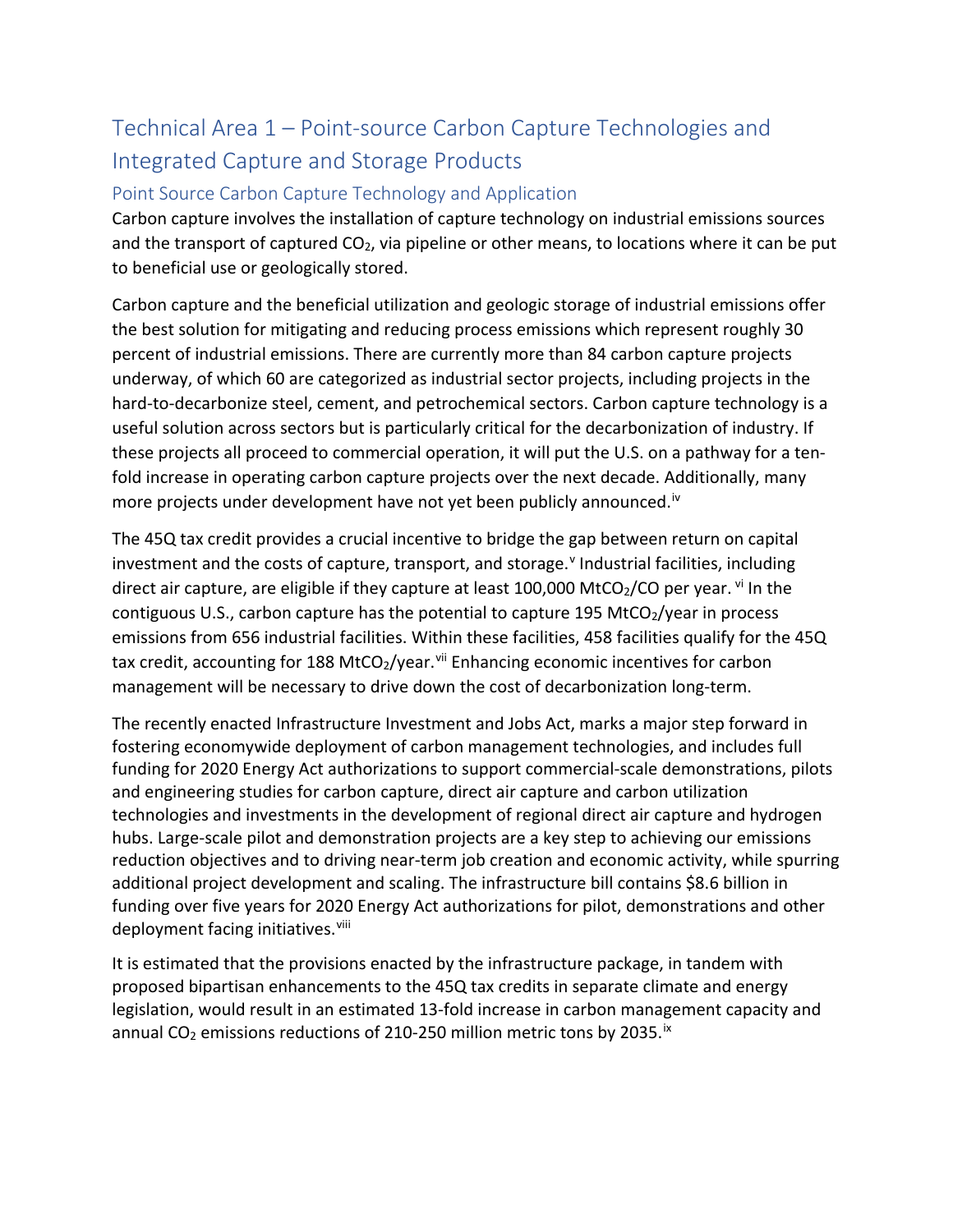## Technical Area 1 – Point-source Carbon Capture Technologies and Integrated Capture and Storage Products

### Point Source Carbon Capture Technology and Application

Carbon capture involves the installation of capture technology on industrial emissions sources and the transport of captured $CO_2$, via pipeline or other means, to locations where it can be put to beneficial use or geologically stored.

Carbon capture and the beneficial utilization and geologic storage of industrial emissions offer the best solution for mitigating and reducing process emissions which represent roughly 30 percent of industrial emissions. There are currently more than 84 carbon capture projects underway, of which 60 are categorized as industrial sector projects, including projects in the hard-to-decarbonize steel, cement, and petrochemical sectors. Carbon capture technology is a useful solution across sectors but is particularly critical for the decarbonization of industry. If these projects all proceed to commercial operation, it will put the U.S. on a pathway for a ten-fold increase in operating carbon capture projects over the next decade. Additionally, many more projects under development have not yet been publicly announced.[iv]

The 45Q tax credit provides a crucial incentive to bridge the gap between return on capital investment and the costs of capture, transport, and storage.[v] Industrial facilities, including direct air capture, are eligible if they capture at least 100,000 $MtCO_2$/CO per year.[vi] In the contiguous U.S., carbon capture has the potential to capture 195 $MtCO_2$/year in process emissions from 656 industrial facilities. Within these facilities, 458 facilities qualify for the 45Q tax credit, accounting for 188 $MtCO_2$/year.[vii] Enhancing economic incentives for carbon management will be necessary to drive down the cost of decarbonization long-term.

The recently enacted Infrastructure Investment and Jobs Act, marks a major step forward in fostering economywide deployment of carbon management technologies, and includes full funding for 2020 Energy Act authorizations to support commercial-scale demonstrations, pilots and engineering studies for carbon capture, direct air capture and carbon utilization technologies and investments in the development of regional direct air capture and hydrogen hubs. Large-scale pilot and demonstration projects are a key step to achieving our emissions reduction objectives and to driving near-term job creation and economic activity, while spurring additional project development and scaling. The infrastructure bill contains $8.6 billion in funding over five years for 2020 Energy Act authorizations for pilot, demonstrations and other deployment facing initiatives.[viii]

It is estimated that the provisions enacted by the infrastructure package, in tandem with proposed bipartisan enhancements to the 45Q tax credits in separate climate and energy legislation, would result in an estimated 13-fold increase in carbon management capacity and annual $CO_2$ emissions reductions of 210-250 million metric tons by 2035.[ix]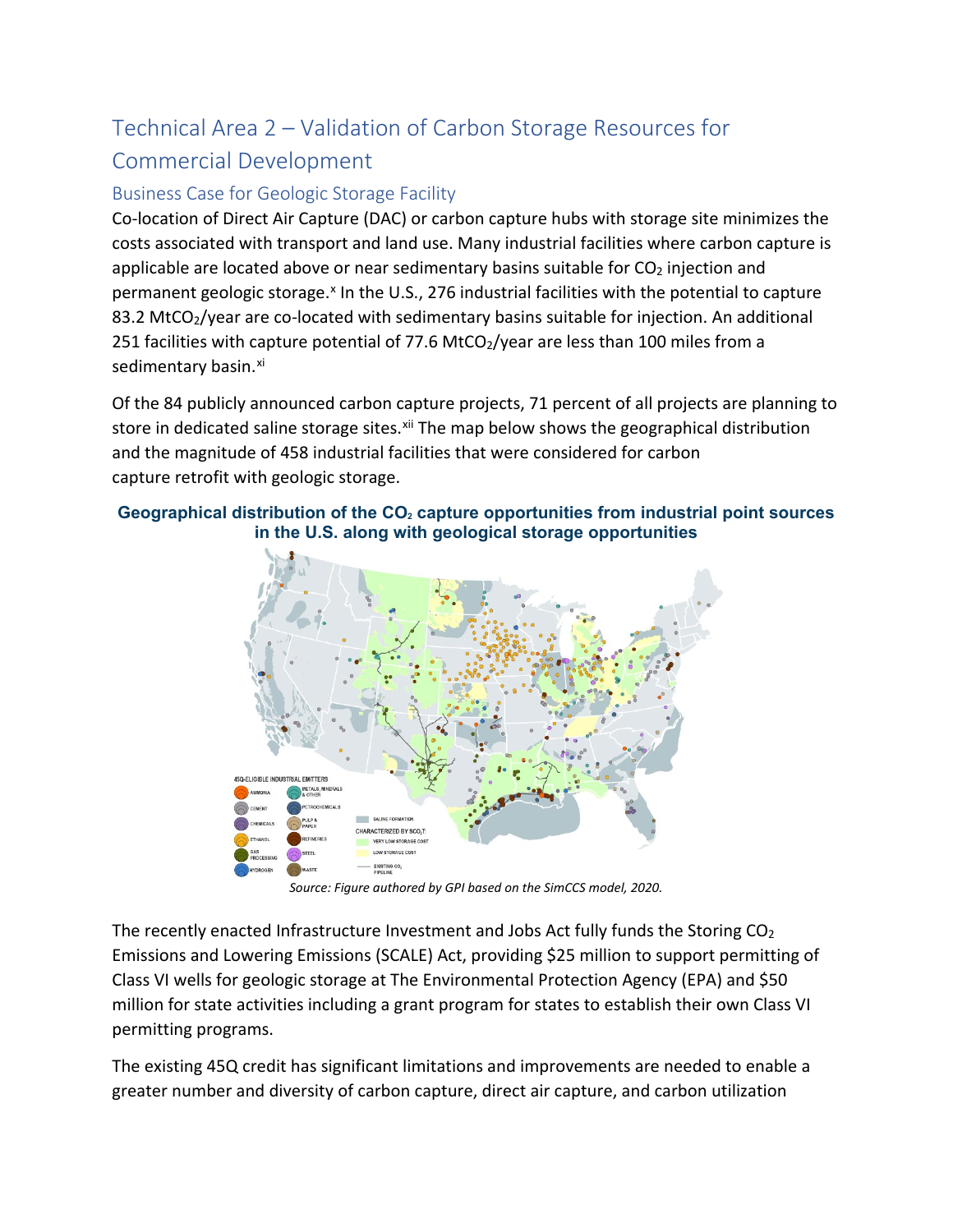# Technical Area 2 – Validation of Carbon Storage Resources for Commercial Development

## Business Case for Geologic Storage Facility

Co-location of Direct Air Capture (DAC) or carbon capture hubs with storage site minimizes the costs associated with transport and land use. Many industrial facilities where carbon capture is applicable are located above or near sedimentary basins suitable for $CO_2$ injection and permanent geologic storage.[x] In the U.S., 276 industrial facilities with the potential to capture 83.2 $MtCO_2$/year are co-located with sedimentary basins suitable for injection. An additional 251 facilities with capture potential of 77.6 $MtCO_2$/year are less than 100 miles from a sedimentary basin.[xi]

Of the 84 publicly announced carbon capture projects, 71 percent of all projects are planning to store in dedicated saline storage sites.[xii] The map below shows the geographical distribution and the magnitude of 458 industrial facilities that were considered for carbon capture retrofit with geologic storage.

**Geographical distribution of the $CO_2$ capture opportunities from industrial point sources in the U.S. along with geological storage opportunities**

*Source: Figure authored by GPI based on the SimCCS model, 2020.*

The recently enacted Infrastructure Investment and Jobs Act fully funds the Storing $CO_2$ Emissions and Lowering Emissions (SCALE) Act, providing $25 million to support permitting of Class VI wells for geologic storage at The Environmental Protection Agency (EPA) and $50 million for state activities including a grant program for states to establish their own Class VI permitting programs.

The existing 45Q credit has significant limitations and improvements are needed to enable a greater number and diversity of carbon capture, direct air capture, and carbon utilization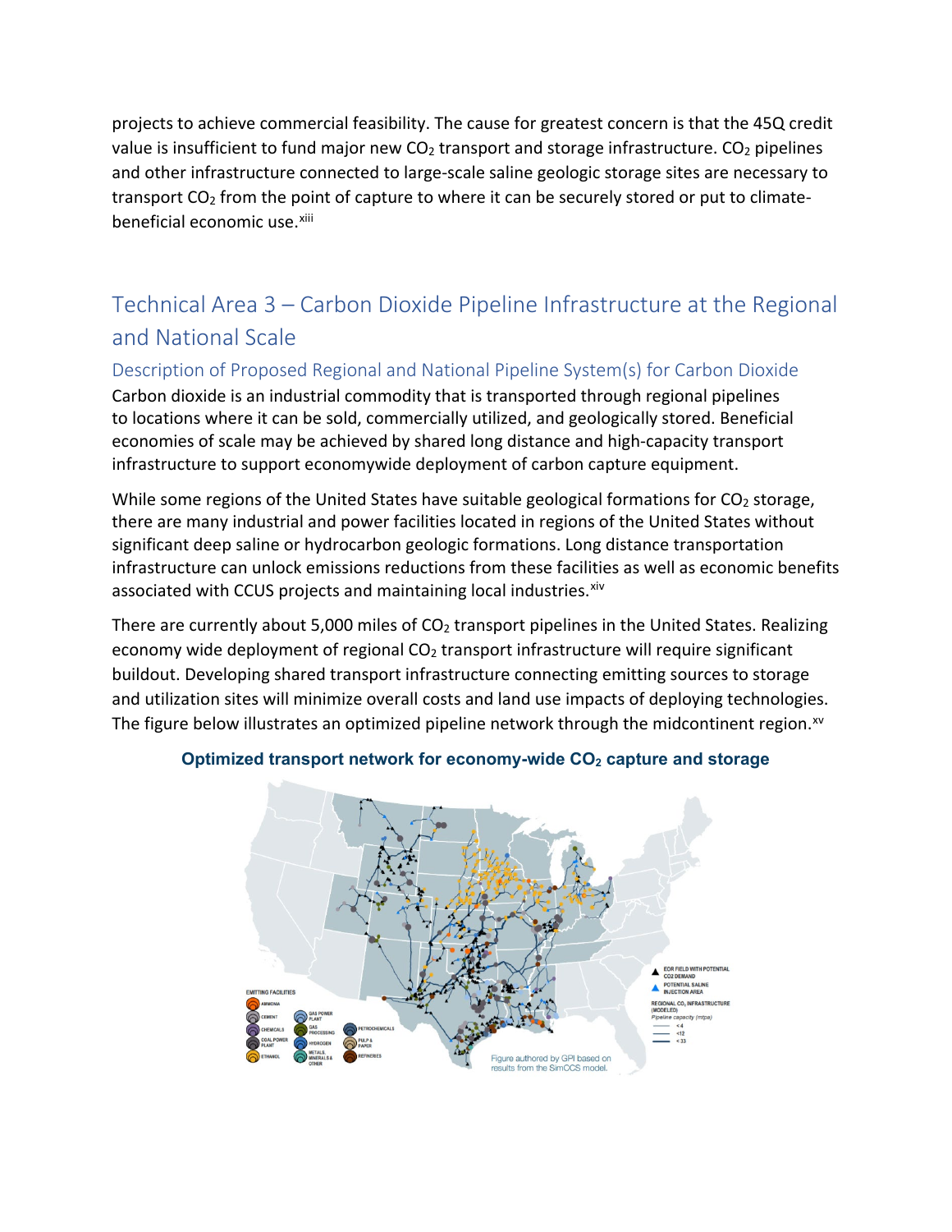projects to achieve commercial feasibility. The cause for greatest concern is that the 45Q credit value is insufficient to fund major new $CO_2$ transport and storage infrastructure. $CO_2$ pipelines and other infrastructure connected to large-scale saline geologic storage sites are necessary to transport $CO_2$ from the point of capture to where it can be securely stored or put to climate-beneficial economic use.[xiii]

## Technical Area 3 – Carbon Dioxide Pipeline Infrastructure at the Regional and National Scale

### Description of Proposed Regional and National Pipeline System(s) for Carbon Dioxide

Carbon dioxide is an industrial commodity that is transported through regional pipelines to locations where it can be sold, commercially utilized, and geologically stored. Beneficial economies of scale may be achieved by shared long distance and high-capacity transport infrastructure to support economywide deployment of carbon capture equipment.

While some regions of the United States have suitable geological formations for $CO_2$ storage, there are many industrial and power facilities located in regions of the United States without significant deep saline or hydrocarbon geologic formations. Long distance transportation infrastructure can unlock emissions reductions from these facilities as well as economic benefits associated with CCUS projects and maintaining local industries.[xiv]

There are currently about 5,000 miles of $CO_2$ transport pipelines in the United States. Realizing economy wide deployment of regional $CO_2$ transport infrastructure will require significant buildout. Developing shared transport infrastructure connecting emitting sources to storage and utilization sites will minimize overall costs and land use impacts of deploying technologies. The figure below illustrates an optimized pipeline network through the midcontinent region.[xv]

**Optimized transport network for economy-wide $CO_2$ capture and storage**

Figure authored by GPI based on results from the SimCCS model.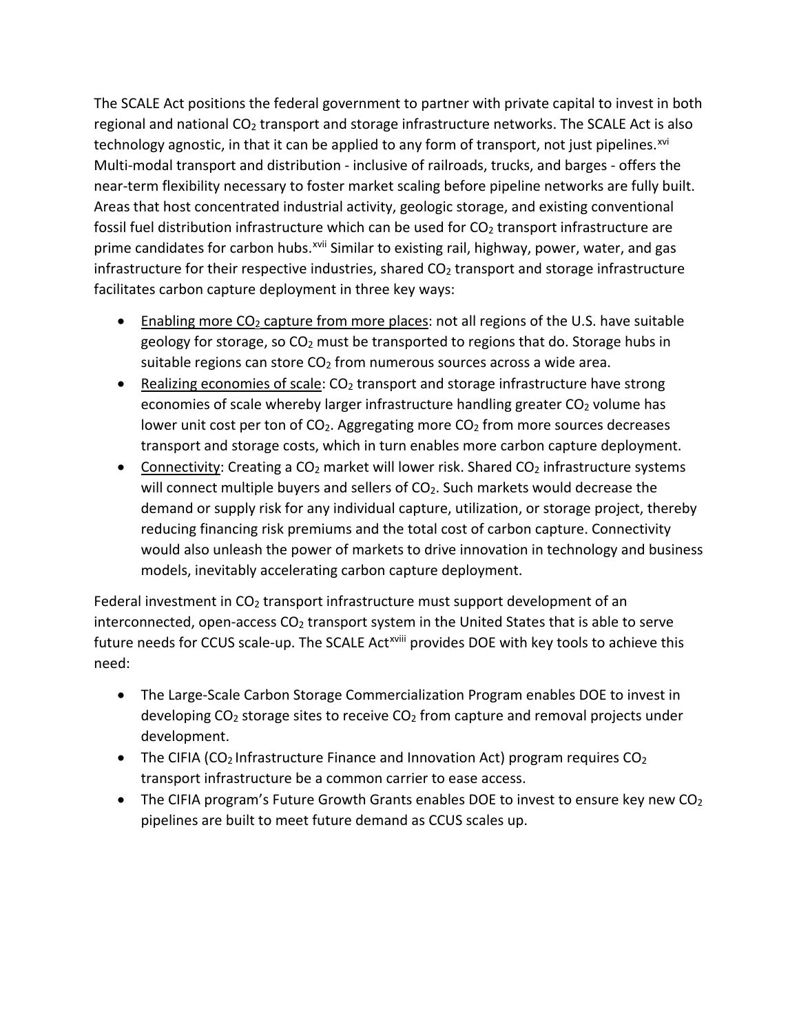The SCALE Act positions the federal government to partner with private capital to invest in both regional and national $CO_2$ transport and storage infrastructure networks. The SCALE Act is also technology agnostic, in that it can be applied to any form of transport, not just pipelines.[xvi] Multi-modal transport and distribution - inclusive of railroads, trucks, and barges - offers the near-term flexibility necessary to foster market scaling before pipeline networks are fully built. Areas that host concentrated industrial activity, geologic storage, and existing conventional fossil fuel distribution infrastructure which can be used for $CO_2$ transport infrastructure are prime candidates for carbon hubs.[xvii] Similar to existing rail, highway, power, water, and gas infrastructure for their respective industries, shared $CO_2$ transport and storage infrastructure facilitates carbon capture deployment in three key ways:

- Enabling more $CO_2$ capture from more places: not all regions of the U.S. have suitable geology for storage, so $CO_2$ must be transported to regions that do. Storage hubs in suitable regions can store $CO_2$ from numerous sources across a wide area.
- Realizing economies of scale: $CO_2$ transport and storage infrastructure have strong economies of scale whereby larger infrastructure handling greater $CO_2$ volume has lower unit cost per ton of $CO_2$. Aggregating more $CO_2$ from more sources decreases transport and storage costs, which in turn enables more carbon capture deployment.
- Connectivity: Creating a $CO_2$ market will lower risk. Shared $CO_2$ infrastructure systems will connect multiple buyers and sellers of $CO_2$. Such markets would decrease the demand or supply risk for any individual capture, utilization, or storage project, thereby reducing financing risk premiums and the total cost of carbon capture. Connectivity would also unleash the power of markets to drive innovation in technology and business models, inevitably accelerating carbon capture deployment.

Federal investment in $CO_2$ transport infrastructure must support development of an interconnected, open-access $CO_2$ transport system in the United States that is able to serve future needs for CCUS scale-up. The SCALE Act[xviii] provides DOE with key tools to achieve this need:

- The Large-Scale Carbon Storage Commercialization Program enables DOE to invest in developing $CO_2$ storage sites to receive $CO_2$ from capture and removal projects under development.
- The CIFIA ($CO_2$ Infrastructure Finance and Innovation Act) program requires $CO_2$ transport infrastructure be a common carrier to ease access.
- The CIFIA program's Future Growth Grants enables DOE to invest to ensure key new $CO_2$ pipelines are built to meet future demand as CCUS scales up.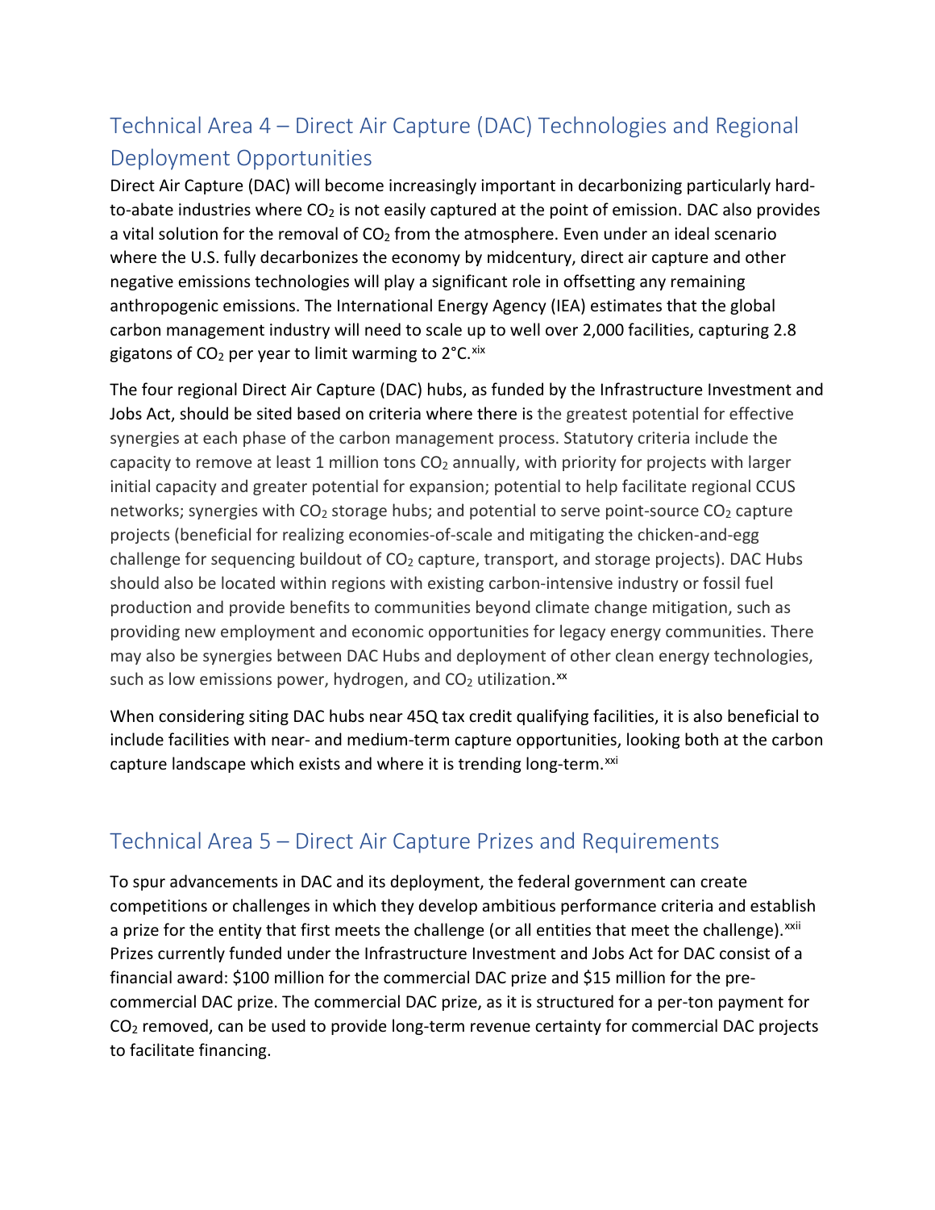## Technical Area 4 – Direct Air Capture (DAC) Technologies and Regional Deployment Opportunities

Direct Air Capture (DAC) will become increasingly important in decarbonizing particularly hard-to-abate industries where $CO_2$ is not easily captured at the point of emission. DAC also provides a vital solution for the removal of $CO_2$ from the atmosphere. Even under an ideal scenario where the U.S. fully decarbonizes the economy by midcentury, direct air capture and other negative emissions technologies will play a significant role in offsetting any remaining anthropogenic emissions. The International Energy Agency (IEA) estimates that the global carbon management industry will need to scale up to well over 2,000 facilities, capturing 2.8 gigatons of $CO_2$ per year to limit warming to 2°C.[xix]

The four regional Direct Air Capture (DAC) hubs, as funded by the Infrastructure Investment and Jobs Act, should be sited based on criteria where there is the greatest potential for effective synergies at each phase of the carbon management process. Statutory criteria include the capacity to remove at least 1 million tons $CO_2$ annually, with priority for projects with larger initial capacity and greater potential for expansion; potential to help facilitate regional CCUS networks; synergies with $CO_2$ storage hubs; and potential to serve point-source $CO_2$ capture projects (beneficial for realizing economies-of-scale and mitigating the chicken-and-egg challenge for sequencing buildout of $CO_2$ capture, transport, and storage projects). DAC Hubs should also be located within regions with existing carbon-intensive industry or fossil fuel production and provide benefits to communities beyond climate change mitigation, such as providing new employment and economic opportunities for legacy energy communities. There may also be synergies between DAC Hubs and deployment of other clean energy technologies, such as low emissions power, hydrogen, and $CO_2$ utilization.[xx]

When considering siting DAC hubs near 45Q tax credit qualifying facilities, it is also beneficial to include facilities with near- and medium-term capture opportunities, looking both at the carbon capture landscape which exists and where it is trending long-term.[xxi]

## Technical Area 5 – Direct Air Capture Prizes and Requirements

To spur advancements in DAC and its deployment, the federal government can create competitions or challenges in which they develop ambitious performance criteria and establish a prize for the entity that first meets the challenge (or all entities that meet the challenge).[xxii] Prizes currently funded under the Infrastructure Investment and Jobs Act for DAC consist of a financial award: $100 million for the commercial DAC prize and $15 million for the pre-commercial DAC prize. The commercial DAC prize, as it is structured for a per-ton payment for $CO_2$ removed, can be used to provide long-term revenue certainty for commercial DAC projects to facilitate financing.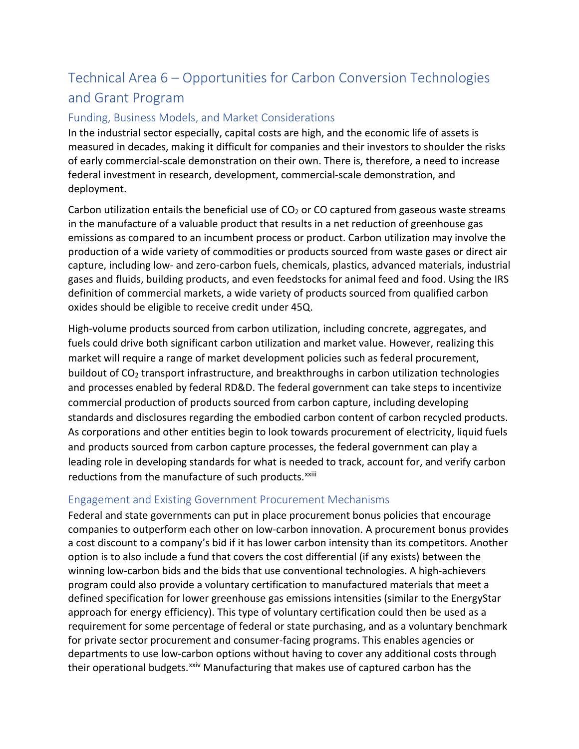## Technical Area 6 – Opportunities for Carbon Conversion Technologies and Grant Program

### Funding, Business Models, and Market Considerations

In the industrial sector especially, capital costs are high, and the economic life of assets is measured in decades, making it difficult for companies and their investors to shoulder the risks of early commercial-scale demonstration on their own. There is, therefore, a need to increase federal investment in research, development, commercial-scale demonstration, and deployment.

Carbon utilization entails the beneficial use of $CO_2$ or CO captured from gaseous waste streams in the manufacture of a valuable product that results in a net reduction of greenhouse gas emissions as compared to an incumbent process or product. Carbon utilization may involve the production of a wide variety of commodities or products sourced from waste gases or direct air capture, including low- and zero-carbon fuels, chemicals, plastics, advanced materials, industrial gases and fluids, building products, and even feedstocks for animal feed and food. Using the IRS definition of commercial markets, a wide variety of products sourced from qualified carbon oxides should be eligible to receive credit under 45Q.

High-volume products sourced from carbon utilization, including concrete, aggregates, and fuels could drive both significant carbon utilization and market value. However, realizing this market will require a range of market development policies such as federal procurement, buildout of $CO_2$ transport infrastructure, and breakthroughs in carbon utilization technologies and processes enabled by federal RD&D. The federal government can take steps to incentivize commercial production of products sourced from carbon capture, including developing standards and disclosures regarding the embodied carbon content of carbon recycled products. As corporations and other entities begin to look towards procurement of electricity, liquid fuels and products sourced from carbon capture processes, the federal government can play a leading role in developing standards for what is needed to track, account for, and verify carbon reductions from the manufacture of such products.[xxiii]

### Engagement and Existing Government Procurement Mechanisms

Federal and state governments can put in place procurement bonus policies that encourage companies to outperform each other on low-carbon innovation. A procurement bonus provides a cost discount to a company's bid if it has lower carbon intensity than its competitors. Another option is to also include a fund that covers the cost differential (if any exists) between the winning low-carbon bids and the bids that use conventional technologies. A high-achievers program could also provide a voluntary certification to manufactured materials that meet a defined specification for lower greenhouse gas emissions intensities (similar to the EnergyStar approach for energy efficiency). This type of voluntary certification could then be used as a requirement for some percentage of federal or state purchasing, and as a voluntary benchmark for private sector procurement and consumer-facing programs. This enables agencies or departments to use low-carbon options without having to cover any additional costs through their operational budgets.[xxiv] Manufacturing that makes use of captured carbon has the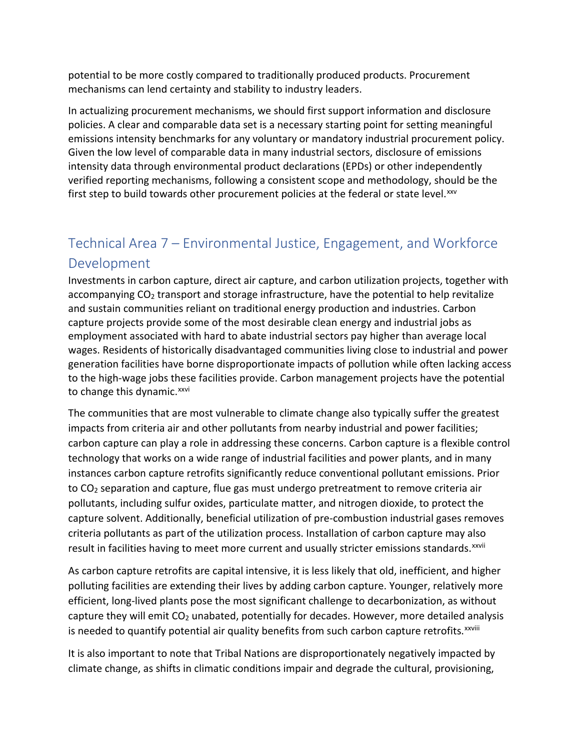potential to be more costly compared to traditionally produced products. Procurement mechanisms can lend certainty and stability to industry leaders.

In actualizing procurement mechanisms, we should first support information and disclosure policies. A clear and comparable data set is a necessary starting point for setting meaningful emissions intensity benchmarks for any voluntary or mandatory industrial procurement policy. Given the low level of comparable data in many industrial sectors, disclosure of emissions intensity data through environmental product declarations (EPDs) or other independently verified reporting mechanisms, following a consistent scope and methodology, should be the first step to build towards other procurement policies at the federal or state level.[xxv]

## Technical Area 7 – Environmental Justice, Engagement, and Workforce Development

Investments in carbon capture, direct air capture, and carbon utilization projects, together with accompanying $CO_2$ transport and storage infrastructure, have the potential to help revitalize and sustain communities reliant on traditional energy production and industries. Carbon capture projects provide some of the most desirable clean energy and industrial jobs as employment associated with hard to abate industrial sectors pay higher than average local wages. Residents of historically disadvantaged communities living close to industrial and power generation facilities have borne disproportionate impacts of pollution while often lacking access to the high-wage jobs these facilities provide. Carbon management projects have the potential to change this dynamic.[xxvi]

The communities that are most vulnerable to climate change also typically suffer the greatest impacts from criteria air and other pollutants from nearby industrial and power facilities; carbon capture can play a role in addressing these concerns. Carbon capture is a flexible control technology that works on a wide range of industrial facilities and power plants, and in many instances carbon capture retrofits significantly reduce conventional pollutant emissions. Prior to $CO_2$ separation and capture, flue gas must undergo pretreatment to remove criteria air pollutants, including sulfur oxides, particulate matter, and nitrogen dioxide, to protect the capture solvent. Additionally, beneficial utilization of pre-combustion industrial gases removes criteria pollutants as part of the utilization process. Installation of carbon capture may also result in facilities having to meet more current and usually stricter emissions standards.[xxvii]

As carbon capture retrofits are capital intensive, it is less likely that old, inefficient, and higher polluting facilities are extending their lives by adding carbon capture. Younger, relatively more efficient, long-lived plants pose the most significant challenge to decarbonization, as without capture they will emit $CO_2$ unabated, potentially for decades. However, more detailed analysis is needed to quantify potential air quality benefits from such carbon capture retrofits.[xxviii]

It is also important to note that Tribal Nations are disproportionately negatively impacted by climate change, as shifts in climatic conditions impair and degrade the cultural, provisioning,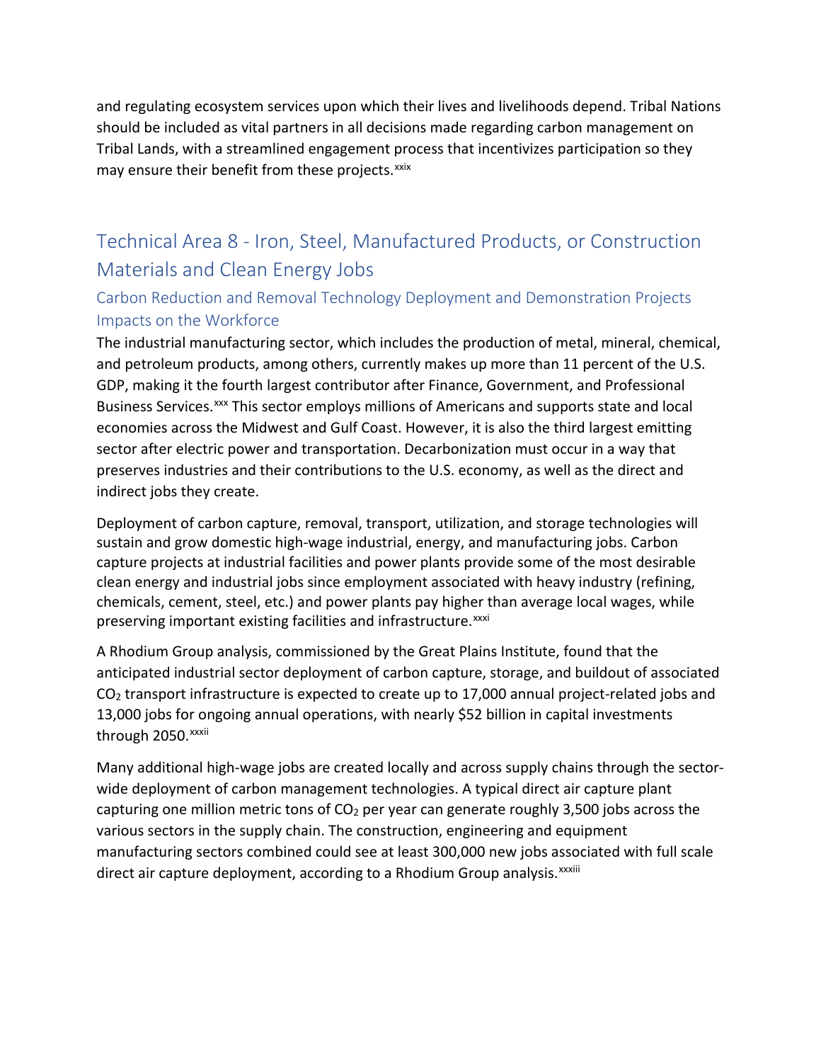and regulating ecosystem services upon which their lives and livelihoods depend. Tribal Nations should be included as vital partners in all decisions made regarding carbon management on Tribal Lands, with a streamlined engagement process that incentivizes participation so they may ensure their benefit from these projects.[xxix]

## Technical Area 8 - Iron, Steel, Manufactured Products, or Construction Materials and Clean Energy Jobs

### Carbon Reduction and Removal Technology Deployment and Demonstration Projects Impacts on the Workforce

The industrial manufacturing sector, which includes the production of metal, mineral, chemical, and petroleum products, among others, currently makes up more than 11 percent of the U.S. GDP, making it the fourth largest contributor after Finance, Government, and Professional Business Services.[xxx] This sector employs millions of Americans and supports state and local economies across the Midwest and Gulf Coast. However, it is also the third largest emitting sector after electric power and transportation. Decarbonization must occur in a way that preserves industries and their contributions to the U.S. economy, as well as the direct and indirect jobs they create.

Deployment of carbon capture, removal, transport, utilization, and storage technologies will sustain and grow domestic high-wage industrial, energy, and manufacturing jobs. Carbon capture projects at industrial facilities and power plants provide some of the most desirable clean energy and industrial jobs since employment associated with heavy industry (refining, chemicals, cement, steel, etc.) and power plants pay higher than average local wages, while preserving important existing facilities and infrastructure.[xxxi]

A Rhodium Group analysis, commissioned by the Great Plains Institute, found that the anticipated industrial sector deployment of carbon capture, storage, and buildout of associated $CO_2$ transport infrastructure is expected to create up to 17,000 annual project-related jobs and 13,000 jobs for ongoing annual operations, with nearly $52 billion in capital investments through 2050.[xxxii]

Many additional high-wage jobs are created locally and across supply chains through the sector-wide deployment of carbon management technologies. A typical direct air capture plant capturing one million metric tons of $CO_2$ per year can generate roughly 3,500 jobs across the various sectors in the supply chain. The construction, engineering and equipment manufacturing sectors combined could see at least 300,000 new jobs associated with full scale direct air capture deployment, according to a Rhodium Group analysis.[xxxiii]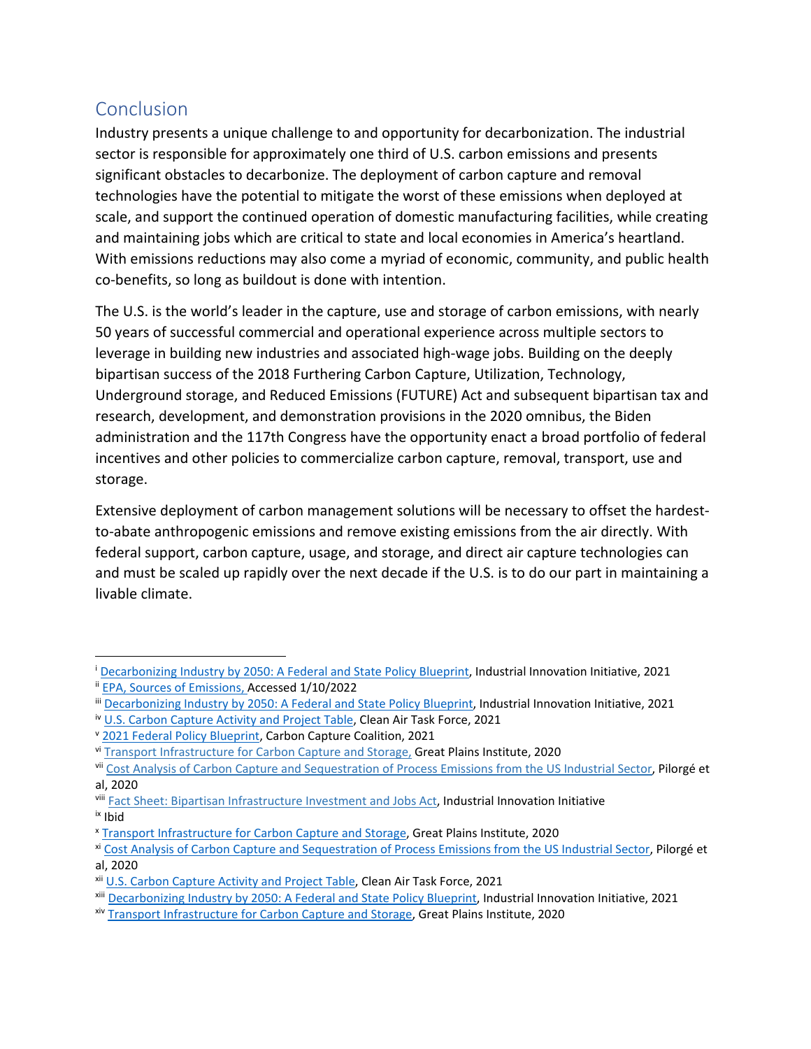## Conclusion

Industry presents a unique challenge to and opportunity for decarbonization. The industrial sector is responsible for approximately one third of U.S. carbon emissions and presents significant obstacles to decarbonize. The deployment of carbon capture and removal technologies have the potential to mitigate the worst of these emissions when deployed at scale, and support the continued operation of domestic manufacturing facilities, while creating and maintaining jobs which are critical to state and local economies in America's heartland. With emissions reductions may also come a myriad of economic, community, and public health co-benefits, so long as buildout is done with intention.

The U.S. is the world's leader in the capture, use and storage of carbon emissions, with nearly 50 years of successful commercial and operational experience across multiple sectors to leverage in building new industries and associated high-wage jobs. Building on the deeply bipartisan success of the 2018 Furthering Carbon Capture, Utilization, Technology, Underground storage, and Reduced Emissions (FUTURE) Act and subsequent bipartisan tax and research, development, and demonstration provisions in the 2020 omnibus, the Biden administration and the 117th Congress have the opportunity enact a broad portfolio of federal incentives and other policies to commercialize carbon capture, removal, transport, use and storage.

Extensive deployment of carbon management solutions will be necessary to offset the hardest-to-abate anthropogenic emissions and remove existing emissions from the air directly. With federal support, carbon capture, usage, and storage, and direct air capture technologies can and must be scaled up rapidly over the next decade if the U.S. is to do our part in maintaining a livable climate.

---

[i] Decarbonizing Industry by 2050: A Federal and State Policy Blueprint, Industrial Innovation Initiative, 2021
[ii] EPA, Sources of Emissions, Accessed 1/10/2022
[iii] Decarbonizing Industry by 2050: A Federal and State Policy Blueprint, Industrial Innovation Initiative, 2021
[iv] U.S. Carbon Capture Activity and Project Table, Clean Air Task Force, 2021
[v] 2021 Federal Policy Blueprint, Carbon Capture Coalition, 2021
[vi] Transport Infrastructure for Carbon Capture and Storage, Great Plains Institute, 2020
[vii] Cost Analysis of Carbon Capture and Sequestration of Process Emissions from the US Industrial Sector, Pilorgé et al, 2020
[viii] Fact Sheet: Bipartisan Infrastructure Investment and Jobs Act, Industrial Innovation Initiative
[ix] Ibid
[x] Transport Infrastructure for Carbon Capture and Storage, Great Plains Institute, 2020
[xi] Cost Analysis of Carbon Capture and Sequestration of Process Emissions from the US Industrial Sector, Pilorgé et al, 2020
[xii] U.S. Carbon Capture Activity and Project Table, Clean Air Task Force, 2021
[xiii] Decarbonizing Industry by 2050: A Federal and State Policy Blueprint, Industrial Innovation Initiative, 2021
[xiv] Transport Infrastructure for Carbon Capture and Storage, Great Plains Institute, 2020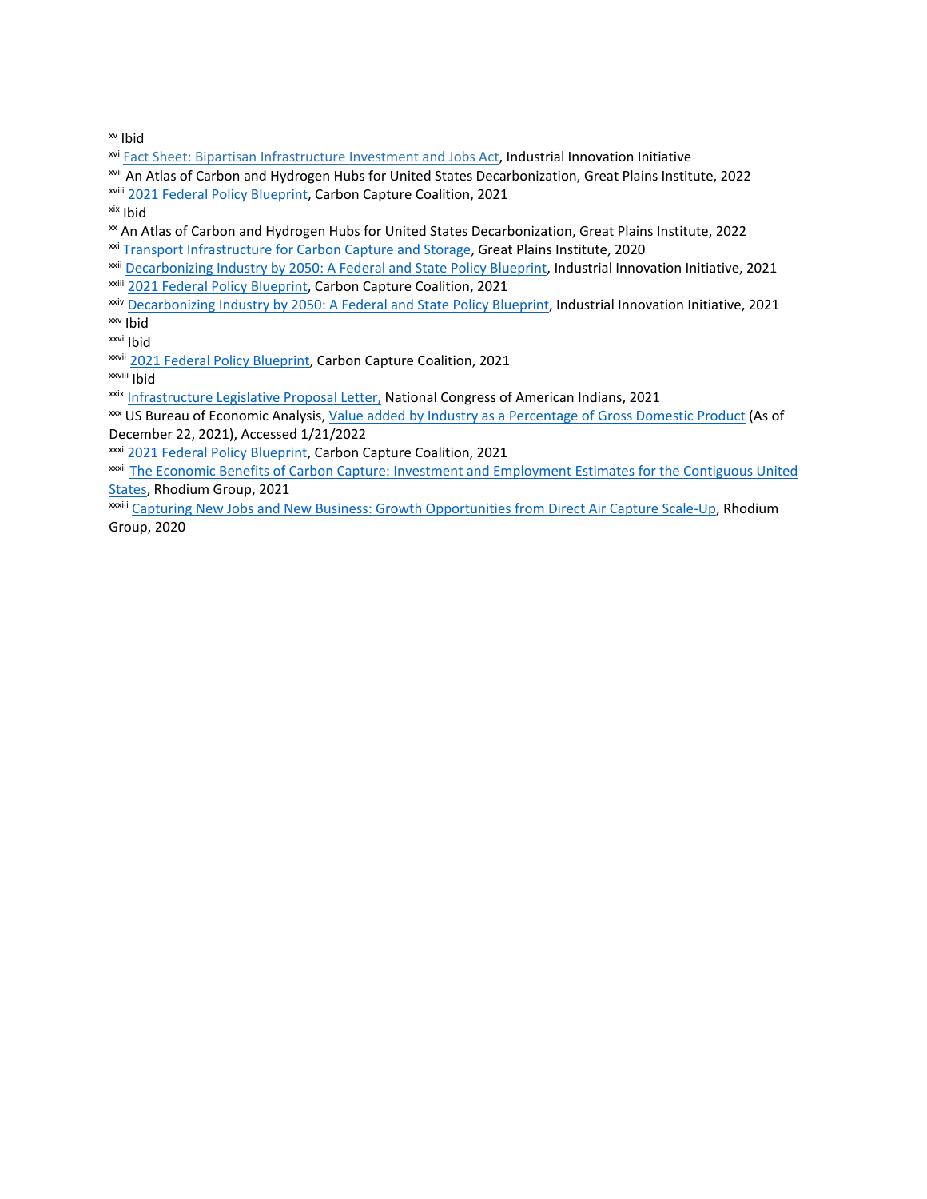[xv] Ibid

[xvi] Fact Sheet: Bipartisan Infrastructure Investment and Jobs Act, Industrial Innovation Initiative

[xvii] An Atlas of Carbon and Hydrogen Hubs for United States Decarbonization, Great Plains Institute, 2022

[xviii] 2021 Federal Policy Blueprint, Carbon Capture Coalition, 2021

[xix] Ibid

[xx] An Atlas of Carbon and Hydrogen Hubs for United States Decarbonization, Great Plains Institute, 2022

[xxi] Transport Infrastructure for Carbon Capture and Storage, Great Plains Institute, 2020

[xxii] Decarbonizing Industry by 2050: A Federal and State Policy Blueprint, Industrial Innovation Initiative, 2021

[xxiii] 2021 Federal Policy Blueprint, Carbon Capture Coalition, 2021

[xxiv] Decarbonizing Industry by 2050: A Federal and State Policy Blueprint, Industrial Innovation Initiative, 2021

[xxv] Ibid

[xxvi] Ibid

[xxvii] 2021 Federal Policy Blueprint, Carbon Capture Coalition, 2021

[xxviii] Ibid

[xxix] Infrastructure Legislative Proposal Letter, National Congress of American Indians, 2021

[xxx] US Bureau of Economic Analysis, Value added by Industry as a Percentage of Gross Domestic Product (As of December 22, 2021), Accessed 1/21/2022

[xxxi] 2021 Federal Policy Blueprint, Carbon Capture Coalition, 2021

[xxxii] The Economic Benefits of Carbon Capture: Investment and Employment Estimates for the Contiguous United States, Rhodium Group, 2021

[xxxiii] Capturing New Jobs and New Business: Growth Opportunities from Direct Air Capture Scale-Up, Rhodium Group, 2020